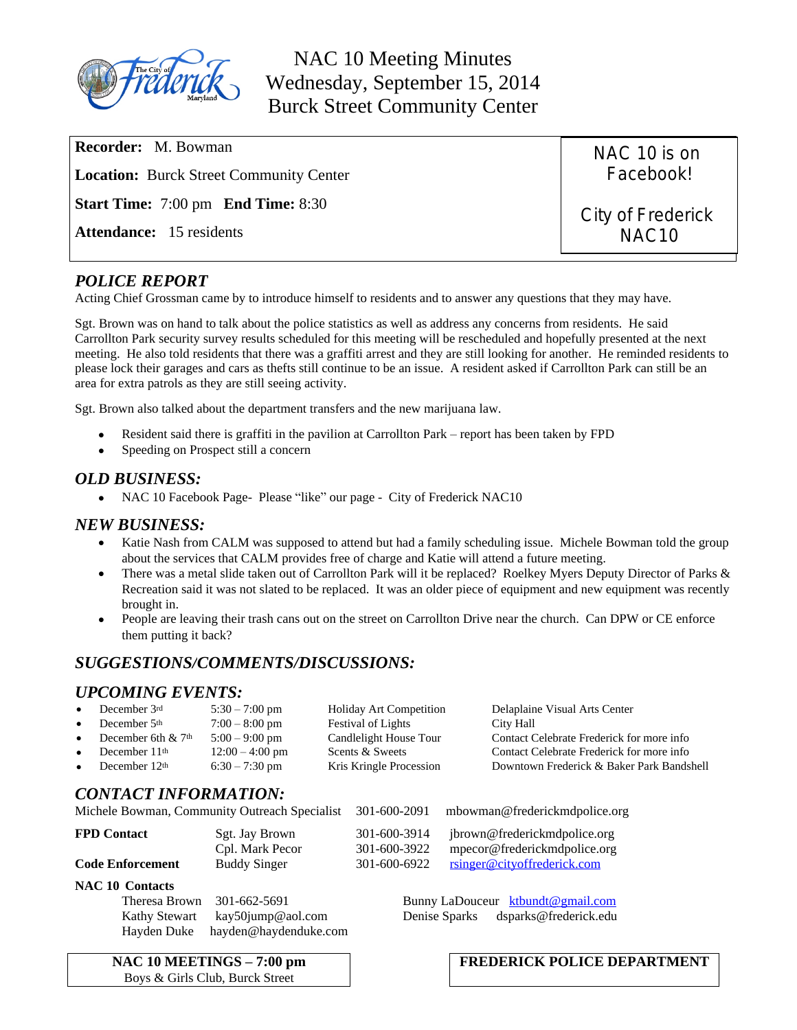# NAC 10 Meeting Minutes
## Wednesday, September 15, 2014
## Burck Street Community Center

**Recorder:** M. Bowman

**Location:** Burck Street Community Center

**Start Time:** 7:00 pm **End Time:** 8:30

**Attendance:** 15 residents

NAC 10 is on Facebook!

City of Frederick NAC10

## *POLICE REPORT*

Acting Chief Grossman came by to introduce himself to residents and to answer any questions that they may have.

Sgt. Brown was on hand to talk about the police statistics as well as address any concerns from residents. He said Carrollton Park security survey results scheduled for this meeting will be rescheduled and hopefully presented at the next meeting. He also told residents that there was a graffiti arrest and they are still looking for another. He reminded residents to please lock their garages and cars as thefts still continue to be an issue. A resident asked if Carrollton Park can still be an area for extra patrols as they are still seeing activity.

Sgt. Brown also talked about the department transfers and the new marijuana law.

- Resident said there is graffiti in the pavilion at Carrollton Park – report has been taken by FPD
- Speeding on Prospect still a concern

## *OLD BUSINESS:*

- NAC 10 Facebook Page- Please "like" our page - City of Frederick NAC10

## *NEW BUSINESS:*

- Katie Nash from CALM was supposed to attend but had a family scheduling issue. Michele Bowman told the group about the services that CALM provides free of charge and Katie will attend a future meeting.
- There was a metal slide taken out of Carrollton Park will it be replaced? Roelkey Myers Deputy Director of Parks & Recreation said it was not slated to be replaced. It was an older piece of equipment and new equipment was recently brought in.
- People are leaving their trash cans out on the street on Carrollton Drive near the church. Can DPW or CE enforce them putting it back?

## *SUGGESTIONS/COMMENTS/DISCUSSIONS:*

## *UPCOMING EVENTS:*

| Date | Time | Event | Location |
|---|---|---|---|
| December 3rd | 5:30 – 7:00 pm | Holiday Art Competition | Delaplaine Visual Arts Center |
| December 5th | 7:00 – 8:00 pm | Festival of Lights | City Hall |
| December 6th & 7th | 5:00 – 9:00 pm | Candlelight House Tour | Contact Celebrate Frederick for more info |
| December 11th | 12:00 – 4:00 pm | Scents & Sweets | Contact Celebrate Frederick for more info |
| December 12th | 6:30 – 7:30 pm | Kris Kringle Procession | Downtown Frederick & Baker Park Bandshell |

## *CONTACT INFORMATION:*

Michele Bowman, Community Outreach Specialist 301-600-2091 mbowman@frederickmdpolice.org

| | | | |
|---|---|---|---|
| **FPD Contact** | Sgt. Jay Brown | 301-600-3914 | jbrown@frederickmdpolice.org |
| | Cpl. Mark Pecor | 301-600-3922 | mpecor@frederickmdpolice.org |
| **Code Enforcement** | Buddy Singer | 301-600-6922 | rsinger@cityoffrederick.com |

**NAC 10 Contacts**

| | | | |
|---|---|---|---|
| Theresa Brown | 301-662-5691 | Bunny LaDouceur | ktbundt@gmail.com |
| Kathy Stewart | kay50jump@aol.com | Denise Sparks | dsparks@frederick.edu |
| Hayden Duke | hayden@haydenduke.com | | |

**NAC 10 MEETINGS – 7:00 pm**
Boys & Girls Club, Burck Street

**FREDERICK POLICE DEPARTMENT**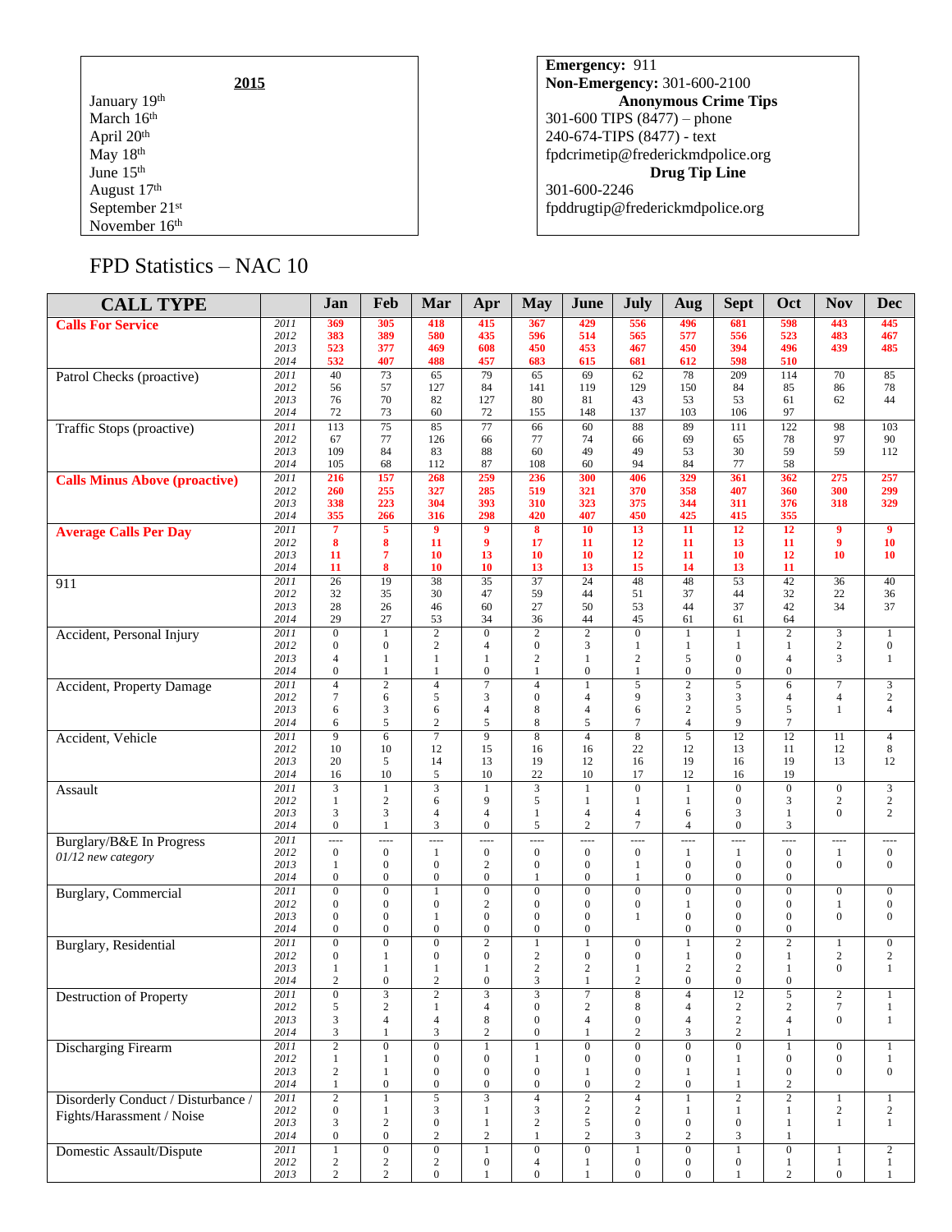**2015**

January 19th
March 16th
April 20th
May 18th
June 15th
August 17th
September 21st
November 16th

**Emergency:** 911
**Non-Emergency:** 301-600-2100
**Anonymous Crime Tips**
301-600 TIPS (8477) – phone
240-674-TIPS (8477) - text
fpdcrimetip@frederickmdpolice.org
**Drug Tip Line**
301-600-2246
fpddrugtip@frederickmdpolice.org

# FPD Statistics – NAC 10

| CALL TYPE | | Jan | Feb | Mar | Apr | May | June | July | Aug | Sept | Oct | Nov | Dec |
|---|---|---|---|---|---|---|---|---|---|---|---|---|---|
| **Calls For Service** | 2011 | 369 | 305 | 418 | 415 | 367 | 429 | 556 | 496 | 681 | 598 | 443 | 445 |
| | 2012 | 383 | 389 | 580 | 435 | 596 | 514 | 565 | 577 | 556 | 523 | 483 | 467 |
| | 2013 | 523 | 377 | 469 | 608 | 450 | 453 | 467 | 450 | 394 | 496 | 439 | 485 |
| | 2014 | 532 | 407 | 488 | 457 | 683 | 615 | 681 | 612 | 598 | 510 | | |
| Patrol Checks (proactive) | 2011 | 40 | 73 | 65 | 79 | 65 | 69 | 62 | 78 | 209 | 114 | 70 | 85 |
| | 2012 | 56 | 57 | 127 | 84 | 141 | 119 | 129 | 150 | 84 | 85 | 86 | 78 |
| | 2013 | 76 | 70 | 82 | 127 | 80 | 81 | 43 | 53 | 53 | 61 | 62 | 44 |
| | 2014 | 72 | 73 | 60 | 72 | 155 | 148 | 137 | 103 | 106 | 97 | | |
| Traffic Stops (proactive) | 2011 | 113 | 75 | 85 | 77 | 66 | 60 | 88 | 89 | 111 | 122 | 98 | 103 |
| | 2012 | 67 | 77 | 126 | 66 | 77 | 74 | 66 | 69 | 65 | 78 | 97 | 90 |
| | 2013 | 109 | 84 | 83 | 88 | 60 | 49 | 49 | 53 | 30 | 59 | 59 | 112 |
| | 2014 | 105 | 68 | 112 | 87 | 108 | 60 | 94 | 84 | 77 | 58 | | |
| **Calls Minus Above (proactive)** | 2011 | 216 | 157 | 268 | 259 | 236 | 300 | 406 | 329 | 361 | 362 | 275 | 257 |
| | 2012 | 260 | 255 | 327 | 285 | 519 | 321 | 370 | 358 | 407 | 360 | 300 | 299 |
| | 2013 | 338 | 223 | 304 | 393 | 310 | 323 | 375 | 344 | 311 | 376 | 318 | 329 |
| | 2014 | 355 | 266 | 316 | 298 | 420 | 407 | 450 | 425 | 415 | 355 | | |
| **Average Calls Per Day** | 2011 | 7 | 5 | 9 | 9 | 8 | 10 | 13 | 11 | 12 | 12 | 9 | 9 |
| | 2012 | 8 | 8 | 11 | 9 | 17 | 11 | 12 | 11 | 13 | 11 | 9 | 10 |
| | 2013 | 11 | 7 | 10 | 13 | 10 | 10 | 12 | 11 | 10 | 12 | 10 | 10 |
| | 2014 | 11 | 8 | 10 | 10 | 13 | 13 | 15 | 14 | 13 | 11 | | |
| 911 | 2011 | 26 | 19 | 38 | 35 | 37 | 24 | 48 | 48 | 53 | 42 | 36 | 40 |
| | 2012 | 32 | 35 | 30 | 47 | 59 | 44 | 51 | 37 | 44 | 32 | 22 | 36 |
| | 2013 | 28 | 26 | 46 | 60 | 27 | 50 | 53 | 44 | 37 | 42 | 34 | 37 |
| | 2014 | 29 | 27 | 53 | 34 | 36 | 44 | 45 | 61 | 61 | 64 | | |
| Accident, Personal Injury | 2011 | 0 | 1 | 2 | 0 | 2 | 2 | 0 | 1 | 1 | 2 | 3 | 1 |
| | 2012 | 0 | 0 | 2 | 4 | 0 | 3 | 1 | 1 | 1 | 1 | 2 | 0 |
| | 2013 | 4 | 1 | 1 | 1 | 2 | 1 | 2 | 5 | 0 | 4 | 3 | 1 |
| | 2014 | 0 | 1 | 1 | 0 | 1 | 0 | 1 | 0 | 0 | 0 | | |
| Accident, Property Damage | 2011 | 4 | 2 | 4 | 7 | 4 | 1 | 5 | 2 | 5 | 6 | 7 | 3 |
| | 2012 | 7 | 6 | 5 | 3 | 0 | 4 | 9 | 3 | 3 | 4 | 4 | 2 |
| | 2013 | 6 | 3 | 6 | 4 | 8 | 4 | 6 | 2 | 5 | 5 | 1 | 4 |
| | 2014 | 6 | 5 | 2 | 5 | 8 | 5 | 7 | 4 | 9 | 7 | | |
| Accident, Vehicle | 2011 | 9 | 6 | 7 | 9 | 8 | 4 | 8 | 5 | 12 | 12 | 11 | 4 |
| | 2012 | 10 | 10 | 12 | 15 | 16 | 16 | 22 | 12 | 13 | 11 | 12 | 8 |
| | 2013 | 20 | 5 | 14 | 13 | 19 | 12 | 16 | 19 | 16 | 19 | 13 | 12 |
| | 2014 | 16 | 10 | 5 | 10 | 22 | 10 | 17 | 12 | 16 | 19 | | |
| Assault | 2011 | 3 | 1 | 3 | 1 | 3 | 1 | 0 | 1 | 0 | 0 | 0 | 3 |
| | 2012 | 1 | 2 | 6 | 9 | 5 | 1 | 1 | 1 | 0 | 3 | 2 | 2 |
| | 2013 | 3 | 3 | 4 | 4 | 1 | 4 | 4 | 6 | 3 | 1 | 0 | 2 |
| | 2014 | 0 | 1 | 3 | 0 | 5 | 2 | 7 | 4 | 0 | 3 | | |
| Burglary/B&E In Progress *01/12 new category* | 2011 | ---- | ---- | ---- | ---- | ---- | ---- | ---- | ---- | ---- | ---- | ---- | ---- |
| | 2012 | 0 | 0 | 1 | 0 | 0 | 0 | 0 | 1 | 1 | 0 | 1 | 0 |
| | 2013 | 1 | 0 | 0 | 2 | 0 | 0 | 1 | 0 | 0 | 0 | 0 | 0 |
| | 2014 | 0 | 0 | 0 | 0 | 1 | 0 | 1 | 0 | 0 | 0 | | |
| Burglary, Commercial | 2011 | 0 | 0 | 1 | 0 | 0 | 0 | 0 | 0 | 0 | 0 | 0 | 0 |
| | 2012 | 0 | 0 | 0 | 2 | 0 | 0 | 0 | 1 | 0 | 0 | 1 | 0 |
| | 2013 | 0 | 0 | 1 | 0 | 0 | 0 | 1 | 0 | 0 | 0 | 0 | 0 |
| | 2014 | 0 | 0 | 0 | 0 | 0 | 0 | | 0 | 0 | 0 | | |
| Burglary, Residential | 2011 | 0 | 0 | 0 | 2 | 1 | 1 | 0 | 1 | 2 | 2 | 1 | 0 |
| | 2012 | 0 | 1 | 0 | 0 | 2 | 0 | 0 | 1 | 0 | 1 | 2 | 2 |
| | 2013 | 1 | 1 | 1 | 1 | 2 | 2 | 1 | 2 | 2 | 1 | 0 | 1 |
| | 2014 | 2 | 0 | 2 | 0 | 3 | 1 | 2 | 0 | 0 | 0 | | |
| Destruction of Property | 2011 | 0 | 3 | 2 | 3 | 3 | 7 | 8 | 4 | 12 | 5 | 2 | 1 |
| | 2012 | 5 | 2 | 1 | 4 | 0 | 2 | 8 | 4 | 2 | 2 | 7 | 1 |
| | 2013 | 3 | 4 | 4 | 8 | 0 | 4 | 0 | 4 | 2 | 4 | 0 | 1 |
| | 2014 | 3 | 1 | 3 | 2 | 0 | 1 | 2 | 3 | 2 | 1 | | |
| Discharging Firearm | 2011 | 2 | 0 | 0 | 1 | 1 | 0 | 0 | 0 | 0 | 1 | 0 | 1 |
| | 2012 | 1 | 1 | 0 | 0 | 1 | 0 | 0 | 0 | 1 | 0 | 0 | 1 |
| | 2013 | 2 | 1 | 0 | 0 | 0 | 1 | 0 | 1 | 1 | 0 | 0 | 0 |
| | 2014 | 1 | 0 | 0 | 0 | 0 | 0 | 2 | 0 | 1 | 2 | | |
| Disorderly Conduct / Disturbance / Fights/Harassment / Noise | 2011 | 2 | 1 | 5 | 3 | 4 | 2 | 4 | 1 | 2 | 2 | 1 | 1 |
| | 2012 | 0 | 1 | 3 | 1 | 3 | 2 | 2 | 1 | 1 | 1 | 2 | 2 |
| | 2013 | 3 | 2 | 0 | 1 | 2 | 5 | 0 | 0 | 0 | 1 | 1 | 1 |
| | 2014 | 0 | 0 | 2 | 2 | 1 | 2 | 3 | 2 | 3 | 1 | | |
| Domestic Assault/Dispute | 2011 | 1 | 0 | 0 | 1 | 0 | 0 | 1 | 0 | 1 | 0 | 1 | 2 |
| | 2012 | 2 | 2 | 2 | 0 | 4 | 1 | 0 | 0 | 0 | 1 | 1 | 1 |
| | 2013 | 2 | 2 | 0 | 1 | 0 | 1 | 0 | 0 | 1 | 2 | 0 | 1 |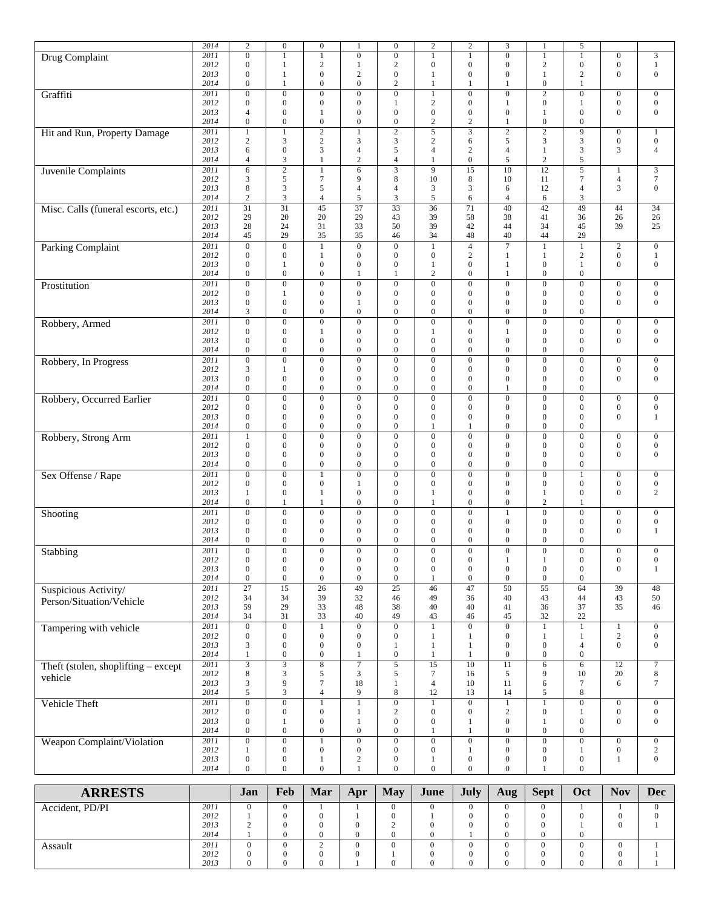| | | Jan | Feb | Mar | Apr | May | June | July | Aug | Sept | Oct | Nov | Dec |
|---|---|---|---|---|---|---|---|---|---|---|---|---|---|
| | 2014 | 2 | 0 | 0 | 1 | 0 | 2 | 2 | 3 | 1 | 5 | | |
| Drug Complaint | 2011 | 0 | 1 | 1 | 0 | 0 | 1 | 1 | 0 | 1 | 1 | 0 | 3 |
| | 2012 | 0 | 1 | 2 | 1 | 2 | 0 | 0 | 0 | 2 | 0 | 0 | 1 |
| | 2013 | 0 | 1 | 0 | 2 | 0 | 1 | 0 | 0 | 1 | 2 | 0 | 0 |
| | 2014 | 0 | 1 | 0 | 0 | 2 | 1 | 1 | 1 | 0 | 1 | | |
| Graffiti | 2011 | 0 | 0 | 0 | 0 | 0 | 1 | 0 | 0 | 2 | 0 | 0 | 0 |
| | 2012 | 0 | 0 | 0 | 0 | 1 | 2 | 0 | 1 | 0 | 1 | 0 | 0 |
| | 2013 | 4 | 0 | 1 | 0 | 0 | 0 | 0 | 0 | 1 | 0 | 0 | 0 |
| | 2014 | 0 | 0 | 0 | 0 | 0 | 2 | 2 | 1 | 0 | 0 | | |
| Hit and Run, Property Damage | 2011 | 1 | 1 | 2 | 1 | 2 | 5 | 3 | 2 | 2 | 9 | 0 | 1 |
| | 2012 | 2 | 3 | 2 | 3 | 3 | 2 | 6 | 5 | 3 | 3 | 0 | 0 |
| | 2013 | 6 | 0 | 3 | 4 | 5 | 4 | 2 | 4 | 1 | 3 | 3 | 4 |
| | 2014 | 4 | 3 | 1 | 2 | 4 | 1 | 0 | 5 | 2 | 5 | | |
| Juvenile Complaints | 2011 | 6 | 2 | 1 | 6 | 3 | 9 | 15 | 10 | 12 | 5 | 1 | 3 |
| | 2012 | 3 | 5 | 7 | 9 | 8 | 10 | 8 | 10 | 11 | 7 | 4 | 7 |
| | 2013 | 8 | 3 | 5 | 4 | 4 | 3 | 3 | 6 | 12 | 4 | 3 | 0 |
| | 2014 | 2 | 3 | 4 | 5 | 3 | 5 | 6 | 4 | 6 | 3 | | |
| Misc. Calls (funeral escorts, etc.) | 2011 | 31 | 31 | 45 | 37 | 33 | 36 | 71 | 40 | 42 | 49 | 44 | 34 |
| | 2012 | 29 | 20 | 20 | 29 | 43 | 39 | 58 | 38 | 41 | 36 | 26 | 26 |
| | 2013 | 28 | 24 | 31 | 33 | 50 | 39 | 42 | 44 | 34 | 45 | 39 | 25 |
| | 2014 | 45 | 29 | 35 | 35 | 46 | 34 | 48 | 40 | 44 | 29 | | |
| Parking Complaint | 2011 | 0 | 0 | 1 | 0 | 0 | 1 | 4 | 7 | 1 | 1 | 2 | 0 |
| | 2012 | 0 | 0 | 1 | 0 | 0 | 0 | 2 | 1 | 1 | 2 | 0 | 1 |
| | 2013 | 0 | 1 | 0 | 0 | 0 | 1 | 0 | 1 | 0 | 1 | 0 | 0 |
| | 2014 | 0 | 0 | 0 | 1 | 1 | 2 | 0 | 1 | 0 | 0 | | |
| Prostitution | 2011 | 0 | 0 | 0 | 0 | 0 | 0 | 0 | 0 | 0 | 0 | 0 | 0 |
| | 2012 | 0 | 1 | 0 | 0 | 0 | 0 | 0 | 0 | 0 | 0 | 0 | 0 |
| | 2013 | 0 | 0 | 0 | 1 | 0 | 0 | 0 | 0 | 0 | 0 | 0 | 0 |
| | 2014 | 3 | 0 | 0 | 0 | 0 | 0 | 0 | 0 | 0 | 0 | | |
| Robbery, Armed | 2011 | 0 | 0 | 0 | 0 | 0 | 0 | 0 | 0 | 0 | 0 | 0 | 0 |
| | 2012 | 0 | 0 | 1 | 0 | 0 | 1 | 0 | 1 | 0 | 0 | 0 | 0 |
| | 2013 | 0 | 0 | 0 | 0 | 0 | 0 | 0 | 0 | 0 | 0 | 0 | 0 |
| | 2014 | 0 | 0 | 0 | 0 | 0 | 0 | 0 | 0 | 0 | 0 | | |
| Robbery, In Progress | 2011 | 0 | 0 | 0 | 0 | 0 | 0 | 0 | 0 | 0 | 0 | 0 | 0 |
| | 2012 | 3 | 1 | 0 | 0 | 0 | 0 | 0 | 0 | 0 | 0 | 0 | 0 |
| | 2013 | 0 | 0 | 0 | 0 | 0 | 0 | 0 | 0 | 0 | 0 | 0 | 0 |
| | 2014 | 0 | 0 | 0 | 0 | 0 | 0 | 0 | 1 | 0 | 0 | | |
| Robbery, Occurred Earlier | 2011 | 0 | 0 | 0 | 0 | 0 | 0 | 0 | 0 | 0 | 0 | 0 | 0 |
| | 2012 | 0 | 0 | 0 | 0 | 0 | 0 | 0 | 0 | 0 | 0 | 0 | 0 |
| | 2013 | 0 | 0 | 0 | 0 | 0 | 0 | 0 | 0 | 0 | 0 | 0 | 1 |
| | 2014 | 0 | 0 | 0 | 0 | 0 | 1 | 1 | 0 | 0 | 0 | | |
| Robbery, Strong Arm | 2011 | 1 | 0 | 0 | 0 | 0 | 0 | 0 | 0 | 0 | 0 | 0 | 0 |
| | 2012 | 0 | 0 | 0 | 0 | 0 | 0 | 0 | 0 | 0 | 0 | 0 | 0 |
| | 2013 | 0 | 0 | 0 | 0 | 0 | 0 | 0 | 0 | 0 | 0 | 0 | 0 |
| | 2014 | 0 | 0 | 0 | 0 | 0 | 0 | 0 | 0 | 0 | 0 | | |
| Sex Offense / Rape | 2011 | 0 | 0 | 1 | 0 | 0 | 0 | 0 | 0 | 0 | 1 | 0 | 0 |
| | 2012 | 0 | 0 | 0 | 1 | 0 | 0 | 0 | 0 | 0 | 0 | 0 | 0 |
| | 2013 | 1 | 0 | 1 | 0 | 0 | 1 | 0 | 0 | 1 | 0 | 0 | 2 |
| | 2014 | 0 | 1 | 1 | 0 | 0 | 1 | 0 | 0 | 2 | 1 | | |
| Shooting | 2011 | 0 | 0 | 0 | 0 | 0 | 0 | 0 | 1 | 0 | 0 | 0 | 0 |
| | 2012 | 0 | 0 | 0 | 0 | 0 | 0 | 0 | 0 | 0 | 0 | 0 | 0 |
| | 2013 | 0 | 0 | 0 | 0 | 0 | 0 | 0 | 0 | 0 | 0 | 0 | 1 |
| | 2014 | 0 | 0 | 0 | 0 | 0 | 0 | 0 | 0 | 0 | 0 | | |
| Stabbing | 2011 | 0 | 0 | 0 | 0 | 0 | 0 | 0 | 0 | 0 | 0 | 0 | 0 |
| | 2012 | 0 | 0 | 0 | 0 | 0 | 0 | 0 | 1 | 1 | 0 | 0 | 0 |
| | 2013 | 0 | 0 | 0 | 0 | 0 | 0 | 0 | 0 | 0 | 0 | 0 | 1 |
| | 2014 | 0 | 0 | 0 | 0 | 0 | 1 | 0 | 0 | 0 | 0 | | |
| Suspicious Activity/ Person/Situation/Vehicle | 2011 | 27 | 15 | 26 | 49 | 25 | 46 | 47 | 50 | 55 | 64 | 39 | 48 |
| | 2012 | 34 | 34 | 39 | 32 | 46 | 49 | 36 | 40 | 43 | 44 | 43 | 50 |
| | 2013 | 59 | 29 | 33 | 48 | 38 | 40 | 40 | 41 | 36 | 37 | 35 | 46 |
| | 2014 | 34 | 31 | 33 | 40 | 49 | 43 | 46 | 45 | 32 | 22 | | |
| Tampering with vehicle | 2011 | 0 | 0 | 1 | 0 | 0 | 1 | 0 | 0 | 1 | 1 | 1 | 0 |
| | 2012 | 0 | 0 | 0 | 0 | 0 | 1 | 1 | 0 | 1 | 1 | 2 | 0 |
| | 2013 | 3 | 0 | 0 | 0 | 1 | 1 | 1 | 0 | 0 | 4 | 0 | 0 |
| | 2014 | 1 | 0 | 0 | 1 | 0 | 1 | 1 | 0 | 0 | 0 | | |
| Theft (stolen, shoplifting – except vehicle | 2011 | 3 | 3 | 8 | 7 | 5 | 15 | 10 | 11 | 6 | 6 | 12 | 7 |
| | 2012 | 8 | 3 | 5 | 3 | 5 | 7 | 16 | 5 | 9 | 10 | 20 | 8 |
| | 2013 | 3 | 9 | 7 | 18 | 1 | 4 | 10 | 11 | 6 | 7 | 6 | 7 |
| | 2014 | 5 | 3 | 4 | 9 | 8 | 12 | 13 | 14 | 5 | 8 | | |
| Vehicle Theft | 2011 | 0 | 0 | 1 | 1 | 0 | 1 | 0 | 1 | 1 | 0 | 0 | 0 |
| | 2012 | 0 | 0 | 0 | 1 | 2 | 0 | 0 | 2 | 0 | 1 | 0 | 0 |
| | 2013 | 0 | 1 | 0 | 1 | 0 | 0 | 1 | 0 | 1 | 0 | 0 | 0 |
| | 2014 | 0 | 0 | 0 | 0 | 0 | 1 | 1 | 0 | 0 | 0 | | |
| Weapon Complaint/Violation | 2011 | 0 | 0 | 1 | 0 | 0 | 0 | 0 | 0 | 0 | 0 | 0 | 0 |
| | 2012 | 1 | 0 | 0 | 0 | 0 | 0 | 1 | 0 | 0 | 1 | 0 | 2 |
| | 2013 | 0 | 0 | 1 | 2 | 0 | 1 | 0 | 0 | 0 | 0 | 1 | 0 |
| | 2014 | 0 | 0 | 0 | 1 | 0 | 0 | 0 | 0 | 1 | 0 | | |

| ARRESTS | | Jan | Feb | Mar | Apr | May | June | July | Aug | Sept | Oct | Nov | Dec |
|---|---|---|---|---|---|---|---|---|---|---|---|---|---|
| Accident, PD/PI | 2011 | 0 | 0 | 1 | 1 | 0 | 0 | 0 | 0 | 0 | 1 | 1 | 0 |
| | 2012 | 1 | 0 | 0 | 1 | 0 | 1 | 0 | 0 | 0 | 0 | 0 | 0 |
| | 2013 | 2 | 0 | 0 | 0 | 2 | 0 | 0 | 0 | 0 | 1 | 0 | 1 |
| | 2014 | 1 | 0 | 0 | 0 | 0 | 0 | 1 | 0 | 0 | 0 | | |
| Assault | 2011 | 0 | 0 | 2 | 0 | 0 | 0 | 0 | 0 | 0 | 0 | 0 | 1 |
| | 2012 | 0 | 0 | 0 | 0 | 1 | 0 | 0 | 0 | 0 | 0 | 0 | 1 |
| | 2013 | 0 | 0 | 0 | 1 | 0 | 0 | 0 | 0 | 0 | 0 | 0 | 1 |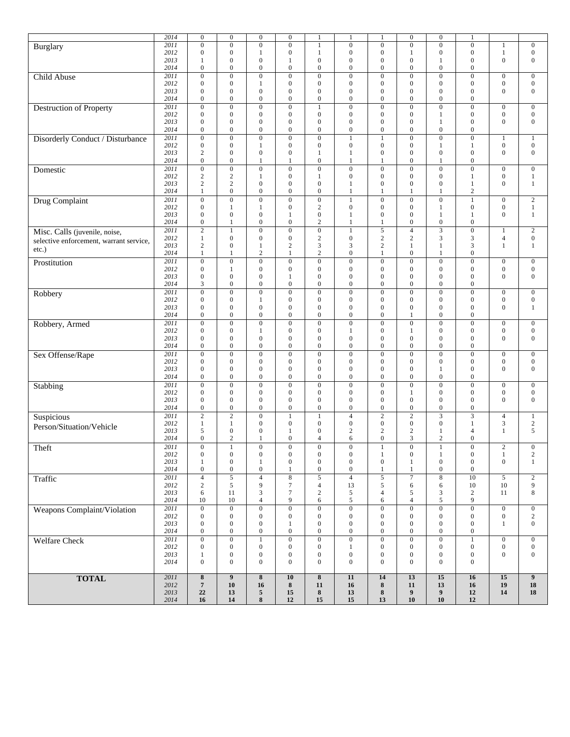| | | | | | | | | | | | | | |
|---|---|---|---|---|---|---|---|---|---|---|---|---|---|
| | *2014* | 0 | 0 | 0 | 0 | 1 | 1 | 1 | 0 | 0 | 1 | | |
| Burglary | *2011* | 0 | 0 | 0 | 0 | 1 | 0 | 0 | 0 | 0 | 0 | 1 | 0 |
| | *2012* | 0 | 0 | 1 | 0 | 1 | 0 | 0 | 1 | 0 | 0 | 1 | 0 |
| | *2013* | 1 | 0 | 0 | 1 | 0 | 0 | 0 | 0 | 1 | 0 | 0 | 0 |
| | *2014* | 0 | 0 | 0 | 0 | 0 | 0 | 0 | 0 | 0 | 0 | | |
| Child Abuse | *2011* | 0 | 0 | 0 | 0 | 0 | 0 | 0 | 0 | 0 | 0 | 0 | 0 |
| | *2012* | 0 | 0 | 1 | 0 | 0 | 0 | 0 | 0 | 0 | 0 | 0 | 0 |
| | *2013* | 0 | 0 | 0 | 0 | 0 | 0 | 0 | 0 | 0 | 0 | 0 | 0 |
| | *2014* | 0 | 0 | 0 | 0 | 0 | 0 | 0 | 0 | 0 | 0 | | |
| Destruction of Property | *2011* | 0 | 0 | 0 | 0 | 1 | 0 | 0 | 0 | 0 | 0 | 0 | 0 |
| | *2012* | 0 | 0 | 0 | 0 | 0 | 0 | 0 | 0 | 1 | 0 | 0 | 0 |
| | *2013* | 0 | 0 | 0 | 0 | 0 | 0 | 0 | 0 | 1 | 0 | 0 | 0 |
| | *2014* | 0 | 0 | 0 | 0 | 0 | 0 | 0 | 0 | 0 | 0 | | |
| Disorderly Conduct / Disturbance | *2011* | 0 | 0 | 0 | 0 | 0 | 1 | 1 | 0 | 0 | 0 | 1 | 1 |
| | *2012* | 0 | 0 | 1 | 0 | 0 | 0 | 0 | 0 | 1 | 1 | 0 | 0 |
| | *2013* | 2 | 0 | 0 | 0 | 1 | 1 | 0 | 0 | 0 | 0 | 0 | 0 |
| | *2014* | 0 | 0 | 1 | 1 | 0 | 1 | 1 | 0 | 1 | 0 | | |
| Domestic | *2011* | 0 | 0 | 0 | 0 | 0 | 0 | 0 | 0 | 0 | 0 | 0 | 0 |
| | *2012* | 2 | 2 | 1 | 0 | 1 | 0 | 0 | 0 | 0 | 1 | 0 | 1 |
| | *2013* | 2 | 2 | 0 | 0 | 0 | 1 | 0 | 0 | 0 | 1 | 0 | 1 |
| | *2014* | 1 | 0 | 0 | 0 | 0 | 1 | 1 | 1 | 1 | 2 | | |
| Drug Complaint | *2011* | 0 | 0 | 0 | 0 | 0 | 1 | 0 | 0 | 0 | 1 | 0 | 2 |
| | *2012* | 0 | 1 | 1 | 0 | 2 | 0 | 0 | 0 | 1 | 0 | 0 | 1 |
| | *2013* | 0 | 0 | 0 | 1 | 0 | 1 | 0 | 0 | 1 | 1 | 0 | 1 |
| | *2014* | 0 | 1 | 0 | 0 | 2 | 1 | 1 | 0 | 0 | 0 | | |
| Misc. Calls (juvenile, noise, selective enforcement, warrant service, etc.) | *2011* | 2 | 1 | 0 | 0 | 0 | 1 | 5 | 4 | 3 | 0 | 1 | 2 |
| | *2012* | 1 | 0 | 0 | 0 | 2 | 0 | 2 | 2 | 3 | 3 | 4 | 0 |
| | *2013* | 2 | 0 | 1 | 2 | 3 | 3 | 2 | 1 | 1 | 3 | 1 | 1 |
| | *2014* | 1 | 1 | 2 | 1 | 2 | 0 | 1 | 0 | 1 | 0 | | |
| Prostitution | *2011* | 0 | 0 | 0 | 0 | 0 | 0 | 0 | 0 | 0 | 0 | 0 | 0 |
| | *2012* | 0 | 1 | 0 | 0 | 0 | 0 | 0 | 0 | 0 | 0 | 0 | 0 |
| | *2013* | 0 | 0 | 0 | 1 | 0 | 0 | 0 | 0 | 0 | 0 | 0 | 0 |
| | *2014* | 3 | 0 | 0 | 0 | 0 | 0 | 0 | 0 | 0 | 0 | | |
| Robbery | *2011* | 0 | 0 | 0 | 0 | 0 | 0 | 0 | 0 | 0 | 0 | 0 | 0 |
| | *2012* | 0 | 0 | 1 | 0 | 0 | 0 | 0 | 0 | 0 | 0 | 0 | 0 |
| | *2013* | 0 | 0 | 0 | 0 | 0 | 0 | 0 | 0 | 0 | 0 | 0 | 1 |
| | *2014* | 0 | 0 | 0 | 0 | 0 | 0 | 0 | 1 | 0 | 0 | | |
| Robbery, Armed | *2011* | 0 | 0 | 0 | 0 | 0 | 0 | 0 | 0 | 0 | 0 | 0 | 0 |
| | *2012* | 0 | 0 | 1 | 0 | 0 | 1 | 0 | 1 | 0 | 0 | 0 | 0 |
| | *2013* | 0 | 0 | 0 | 0 | 0 | 0 | 0 | 0 | 0 | 0 | 0 | 0 |
| | *2014* | 0 | 0 | 0 | 0 | 0 | 0 | 0 | 0 | 0 | 0 | | |
| Sex Offense/Rape | *2011* | 0 | 0 | 0 | 0 | 0 | 0 | 0 | 0 | 0 | 0 | 0 | 0 |
| | *2012* | 0 | 0 | 0 | 0 | 0 | 0 | 0 | 0 | 0 | 0 | 0 | 0 |
| | *2013* | 0 | 0 | 0 | 0 | 0 | 0 | 0 | 0 | 1 | 0 | 0 | 0 |
| | *2014* | 0 | 0 | 0 | 0 | 0 | 0 | 0 | 0 | 0 | 0 | | |
| Stabbing | *2011* | 0 | 0 | 0 | 0 | 0 | 0 | 0 | 0 | 0 | 0 | 0 | 0 |
| | *2012* | 0 | 0 | 0 | 0 | 0 | 0 | 0 | 1 | 0 | 0 | 0 | 0 |
| | *2013* | 0 | 0 | 0 | 0 | 0 | 0 | 0 | 0 | 0 | 0 | 0 | 0 |
| | *2014* | 0 | 0 | 0 | 0 | 0 | 0 | 0 | 0 | 0 | 0 | | |
| Suspicious Person/Situation/Vehicle | *2011* | 2 | 2 | 0 | 1 | 1 | 4 | 2 | 2 | 3 | 3 | 4 | 1 |
| | *2012* | 1 | 1 | 0 | 0 | 0 | 0 | 0 | 0 | 0 | 1 | 3 | 2 |
| | *2013* | 5 | 0 | 0 | 1 | 0 | 2 | 2 | 2 | 1 | 4 | 1 | 5 |
| | *2014* | 0 | 2 | 1 | 0 | 4 | 6 | 0 | 3 | 2 | 0 | | |
| Theft | *2011* | 0 | 1 | 0 | 0 | 0 | 0 | 1 | 0 | 1 | 0 | 2 | 0 |
| | *2012* | 0 | 0 | 0 | 0 | 0 | 0 | 1 | 0 | 1 | 0 | 1 | 2 |
| | *2013* | 1 | 0 | 1 | 0 | 0 | 0 | 0 | 1 | 0 | 0 | 0 | 1 |
| | *2014* | 0 | 0 | 0 | 1 | 0 | 0 | 1 | 1 | 0 | 0 | | |
| Traffic | *2011* | 4 | 5 | 4 | 8 | 5 | 4 | 5 | 7 | 8 | 10 | 5 | 2 |
| | *2012* | 2 | 5 | 9 | 7 | 4 | 13 | 5 | 6 | 6 | 10 | 10 | 9 |
| | *2013* | 6 | 11 | 3 | 7 | 2 | 5 | 4 | 5 | 3 | 2 | 11 | 8 |
| | *2014* | 10 | 10 | 4 | 9 | 6 | 5 | 6 | 4 | 5 | 9 | | |
| Weapons Complaint/Violation | *2011* | 0 | 0 | 0 | 0 | 0 | 0 | 0 | 0 | 0 | 0 | 0 | 0 |
| | *2012* | 0 | 0 | 0 | 0 | 0 | 0 | 0 | 0 | 0 | 0 | 0 | 2 |
| | *2013* | 0 | 0 | 0 | 1 | 0 | 0 | 0 | 0 | 0 | 0 | 1 | 0 |
| | *2014* | 0 | 0 | 0 | 0 | 0 | 0 | 0 | 0 | 0 | 0 | | |
| Welfare Check | *2011* | 0 | 0 | 1 | 0 | 0 | 0 | 0 | 0 | 0 | 1 | 0 | 0 |
| | *2012* | 0 | 0 | 0 | 0 | 0 | 1 | 0 | 0 | 0 | 0 | 0 | 0 |
| | *2013* | 1 | 0 | 0 | 0 | 0 | 0 | 0 | 0 | 0 | 0 | 0 | 0 |
| | *2014* | 0 | 0 | 0 | 0 | 0 | 0 | 0 | 0 | 0 | 0 | | |
| **TOTAL** | *2011* | **8** | **9** | **8** | **10** | **8** | **11** | **14** | **13** | **15** | **16** | **15** | **9** |
| | *2012* | **7** | **10** | **16** | **8** | **11** | **16** | **8** | **11** | **13** | **16** | **19** | **18** |
| | *2013* | **22** | **13** | **5** | **15** | **8** | **13** | **8** | **9** | **9** | **12** | **14** | **18** |
| | *2014* | **16** | **14** | **8** | **12** | **15** | **15** | **13** | **10** | **10** | **12** | | |